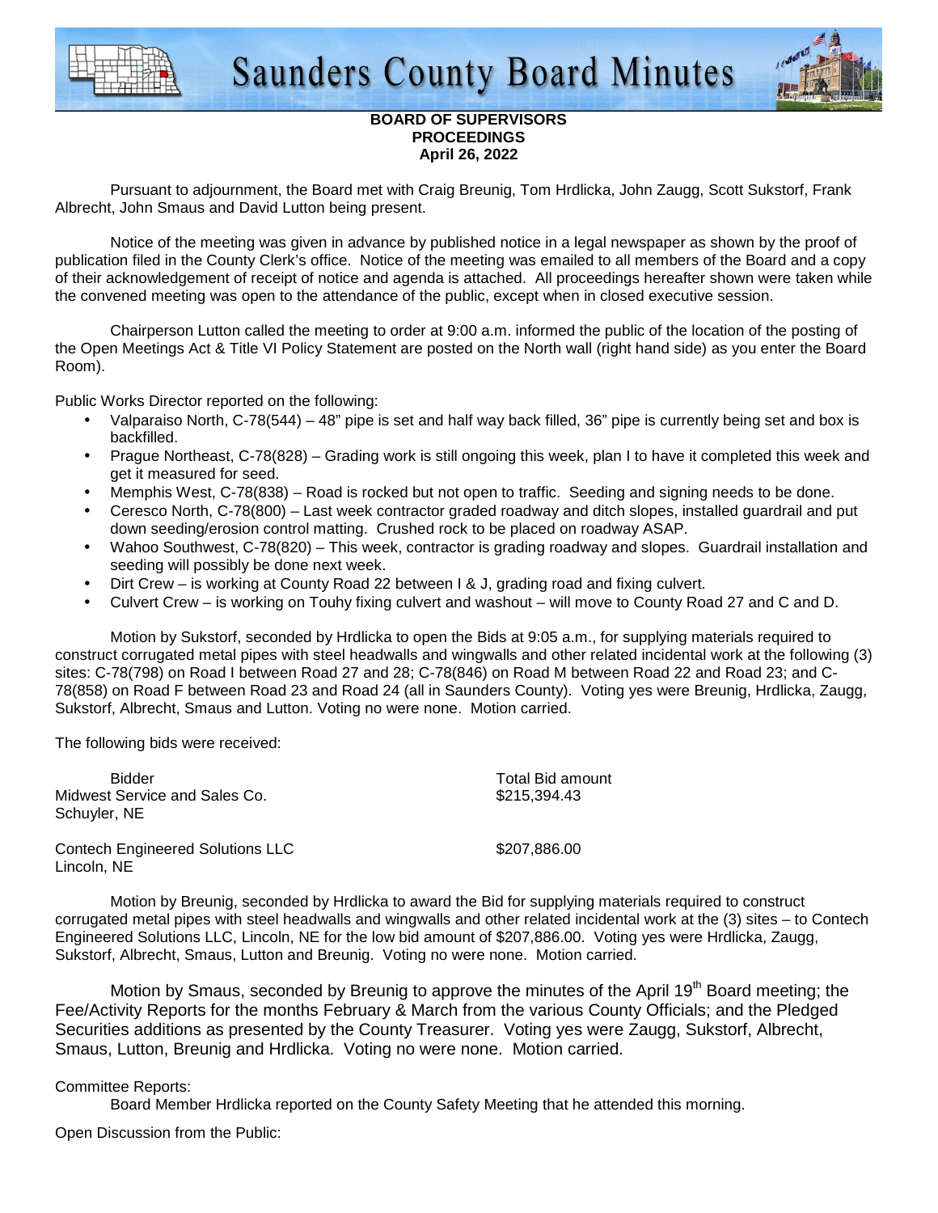# Saunders County Board Minutes

**BOARD OF SUPERVISORS**
**PROCEEDINGS**
**April 26, 2022**

Pursuant to adjournment, the Board met with Craig Breunig, Tom Hrdlicka, John Zaugg, Scott Sukstorf, Frank Albrecht, John Smaus and David Lutton being present.

Notice of the meeting was given in advance by published notice in a legal newspaper as shown by the proof of publication filed in the County Clerk's office. Notice of the meeting was emailed to all members of the Board and a copy of their acknowledgement of receipt of notice and agenda is attached. All proceedings hereafter shown were taken while the convened meeting was open to the attendance of the public, except when in closed executive session.

Chairperson Lutton called the meeting to order at 9:00 a.m. informed the public of the location of the posting of the Open Meetings Act & Title VI Policy Statement are posted on the North wall (right hand side) as you enter the Board Room).

Public Works Director reported on the following:

- Valparaiso North, C-78(544) – 48" pipe is set and half way back filled, 36" pipe is currently being set and box is backfilled.
- Prague Northeast, C-78(828) – Grading work is still ongoing this week, plan I to have it completed this week and get it measured for seed.
- Memphis West, C-78(838) – Road is rocked but not open to traffic. Seeding and signing needs to be done.
- Ceresco North, C-78(800) – Last week contractor graded roadway and ditch slopes, installed guardrail and put down seeding/erosion control matting. Crushed rock to be placed on roadway ASAP.
- Wahoo Southwest, C-78(820) – This week, contractor is grading roadway and slopes. Guardrail installation and seeding will possibly be done next week.
- Dirt Crew – is working at County Road 22 between I & J, grading road and fixing culvert.
- Culvert Crew – is working on Touhy fixing culvert and washout – will move to County Road 27 and C and D.

Motion by Sukstorf, seconded by Hrdlicka to open the Bids at 9:05 a.m., for supplying materials required to construct corrugated metal pipes with steel headwalls and wingwalls and other related incidental work at the following (3) sites: C-78(798) on Road I between Road 27 and 28; C-78(846) on Road M between Road 22 and Road 23; and C-78(858) on Road F between Road 23 and Road 24 (all in Saunders County). Voting yes were Breunig, Hrdlicka, Zaugg, Sukstorf, Albrecht, Smaus and Lutton. Voting no were none. Motion carried.

The following bids were received:

| Bidder | Total Bid amount |
|---|---|
| Midwest Service and Sales Co.<br>Schuyler, NE | $215,394.43 |
| Contech Engineered Solutions LLC<br>Lincoln, NE | $207,886.00 |

Motion by Breunig, seconded by Hrdlicka to award the Bid for supplying materials required to construct corrugated metal pipes with steel headwalls and wingwalls and other related incidental work at the (3) sites – to Contech Engineered Solutions LLC, Lincoln, NE for the low bid amount of $207,886.00. Voting yes were Hrdlicka, Zaugg, Sukstorf, Albrecht, Smaus, Lutton and Breunig. Voting no were none. Motion carried.

Motion by Smaus, seconded by Breunig to approve the minutes of the April 19th Board meeting; the Fee/Activity Reports for the months February & March from the various County Officials; and the Pledged Securities additions as presented by the County Treasurer. Voting yes were Zaugg, Sukstorf, Albrecht, Smaus, Lutton, Breunig and Hrdlicka. Voting no were none. Motion carried.

Committee Reports:

Board Member Hrdlicka reported on the County Safety Meeting that he attended this morning.

Open Discussion from the Public: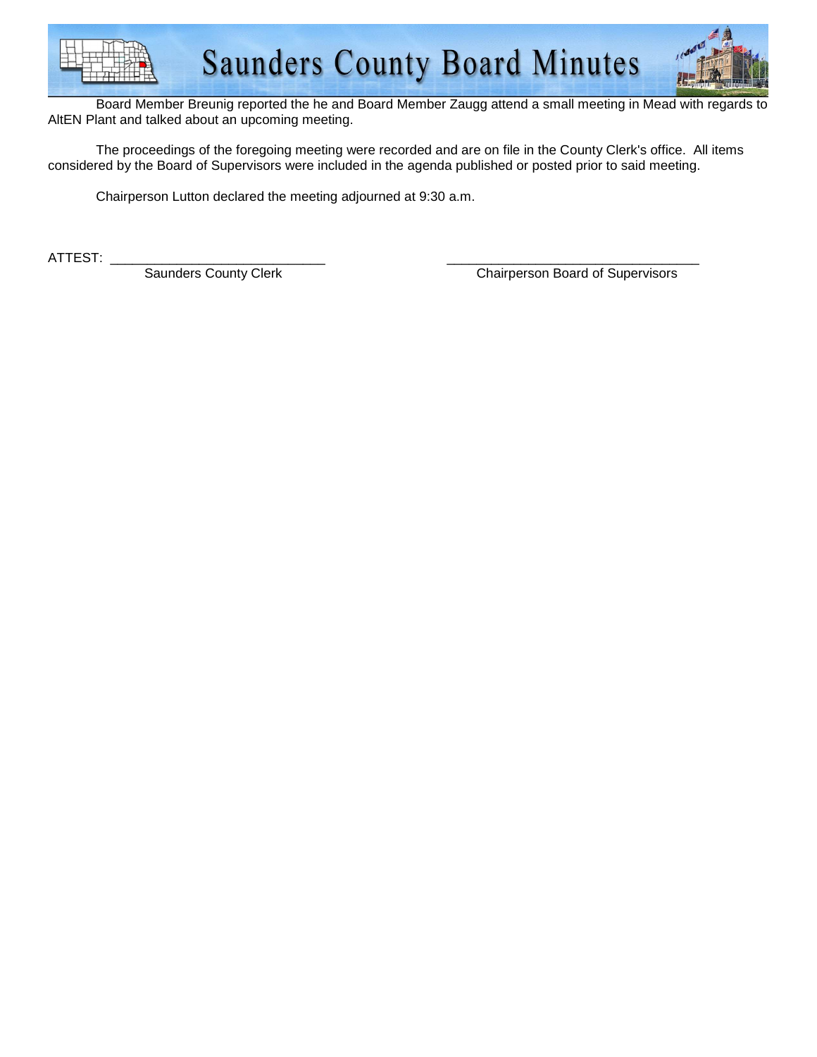Board Member Breunig reported the he and Board Member Zaugg attend a small meeting in Mead with regards to AltEN Plant and talked about an upcoming meeting.

The proceedings of the foregoing meeting were recorded and are on file in the County Clerk's office. All items considered by the Board of Supervisors were included in the agenda published or posted prior to said meeting.

Chairperson Lutton declared the meeting adjourned at 9:30 a.m.

ATTEST: ____________________________ ________________________________

Saunders County Clerk Chairperson Board of Supervisors